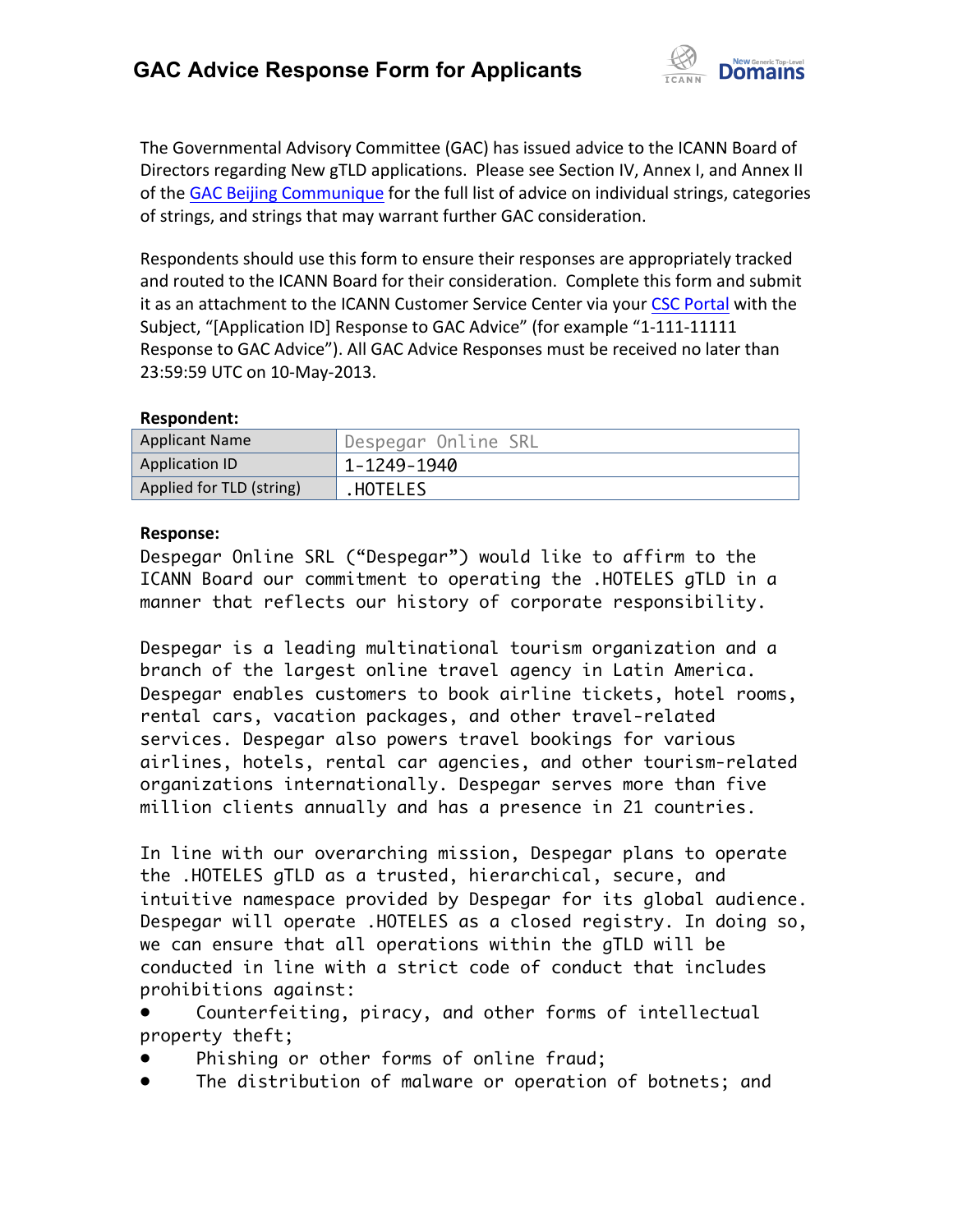# GAC Advice Response Form for Applicants

The Governmental Advisory Committee (GAC) has issued advice to the ICANN Board of Directors regarding New gTLD applications. Please see Section IV, Annex I, and Annex II of the GAC Beijing Communique for the full list of advice on individual strings, categories of strings, and strings that may warrant further GAC consideration.

Respondents should use this form to ensure their responses are appropriately tracked and routed to the ICANN Board for their consideration. Complete this form and submit it as an attachment to the ICANN Customer Service Center via your CSC Portal with the Subject, "[Application ID] Response to GAC Advice" (for example "1-111-11111 Response to GAC Advice"). All GAC Advice Responses must be received no later than 23:59:59 UTC on 10-May-2013.

**Respondent:**

| Applicant Name | Despegar Online SRL |
|---|---|
| Application ID | 1-1249-1940 |
| Applied for TLD (string) | .HOTELES |

**Response:**

Despegar Online SRL ("Despegar") would like to affirm to the ICANN Board our commitment to operating the .HOTELES gTLD in a manner that reflects our history of corporate responsibility.

Despegar is a leading multinational tourism organization and a branch of the largest online travel agency in Latin America. Despegar enables customers to book airline tickets, hotel rooms, rental cars, vacation packages, and other travel-related services. Despegar also powers travel bookings for various airlines, hotels, rental car agencies, and other tourism-related organizations internationally. Despegar serves more than five million clients annually and has a presence in 21 countries.

In line with our overarching mission, Despegar plans to operate the .HOTELES gTLD as a trusted, hierarchical, secure, and intuitive namespace provided by Despegar for its global audience. Despegar will operate .HOTELES as a closed registry. In doing so, we can ensure that all operations within the gTLD will be conducted in line with a strict code of conduct that includes prohibitions against:

- Counterfeiting, piracy, and other forms of intellectual property theft;
- Phishing or other forms of online fraud;
- The distribution of malware or operation of botnets; and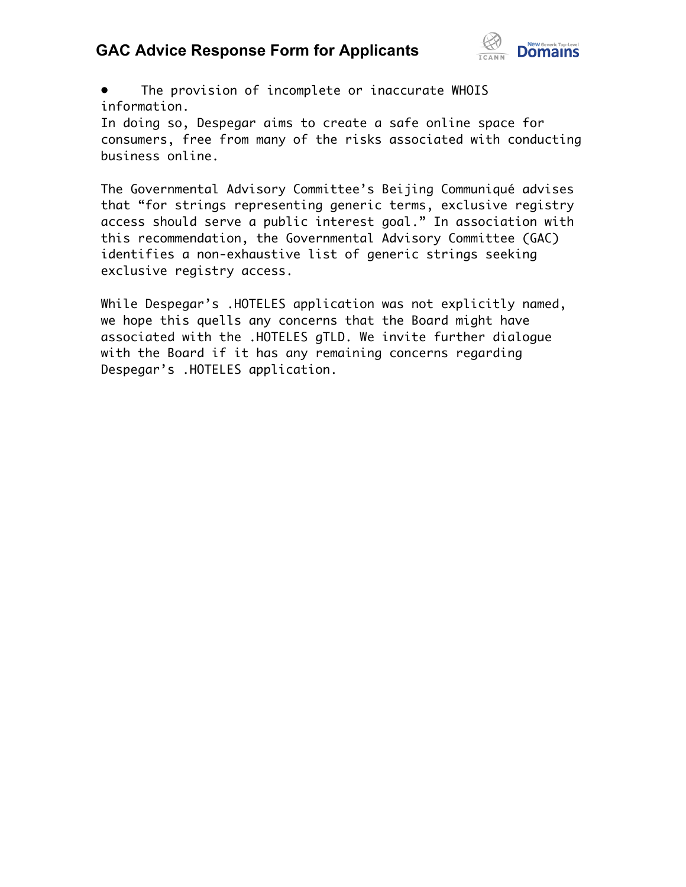- The provision of incomplete or inaccurate WHOIS information.

In doing so, Despegar aims to create a safe online space for consumers, free from many of the risks associated with conducting business online.

The Governmental Advisory Committee's Beijing Communiqué advises that "for strings representing generic terms, exclusive registry access should serve a public interest goal." In association with this recommendation, the Governmental Advisory Committee (GAC) identifies a non-exhaustive list of generic strings seeking exclusive registry access.

While Despegar's .HOTELES application was not explicitly named, we hope this quells any concerns that the Board might have associated with the .HOTELES gTLD. We invite further dialogue with the Board if it has any remaining concerns regarding Despegar's .HOTELES application.